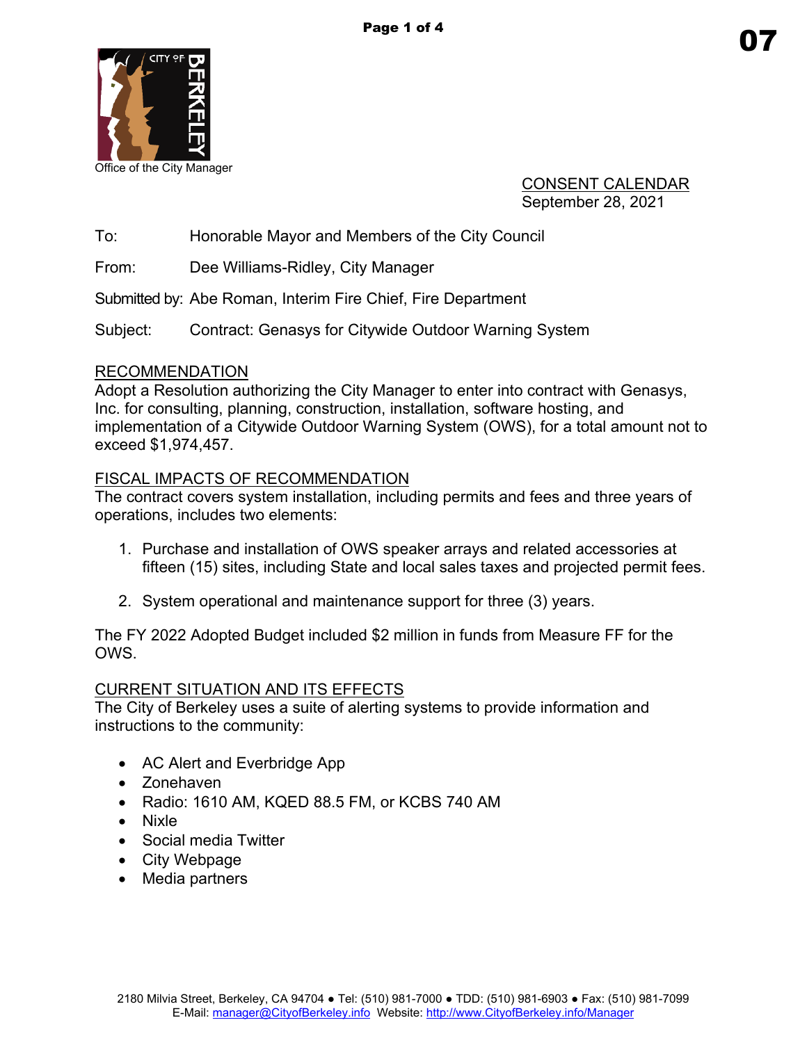07

Office of the City Manager

CONSENT CALENDAR
September 28, 2021

To: Honorable Mayor and Members of the City Council

From: Dee Williams-Ridley, City Manager

Submitted by: Abe Roman, Interim Fire Chief, Fire Department

Subject: Contract: Genasys for Citywide Outdoor Warning System

## RECOMMENDATION

Adopt a Resolution authorizing the City Manager to enter into contract with Genasys, Inc. for consulting, planning, construction, installation, software hosting, and implementation of a Citywide Outdoor Warning System (OWS), for a total amount not to exceed $1,974,457.

## FISCAL IMPACTS OF RECOMMENDATION

The contract covers system installation, including permits and fees and three years of operations, includes two elements:

1. Purchase and installation of OWS speaker arrays and related accessories at fifteen (15) sites, including State and local sales taxes and projected permit fees.

2. System operational and maintenance support for three (3) years.

The FY 2022 Adopted Budget included $2 million in funds from Measure FF for the OWS.

## CURRENT SITUATION AND ITS EFFECTS

The City of Berkeley uses a suite of alerting systems to provide information and instructions to the community:

- AC Alert and Everbridge App
- Zonehaven
- Radio: 1610 AM, KQED 88.5 FM, or KCBS 740 AM
- Nixle
- Social media Twitter
- City Webpage
- Media partners

2180 Milvia Street, Berkeley, CA 94704 ● Tel: (510) 981-7000 ● TDD: (510) 981-6903 ● Fax: (510) 981-7099
E-Mail: manager@CityofBerkeley.info Website: http://www.CityofBerkeley.info/Manager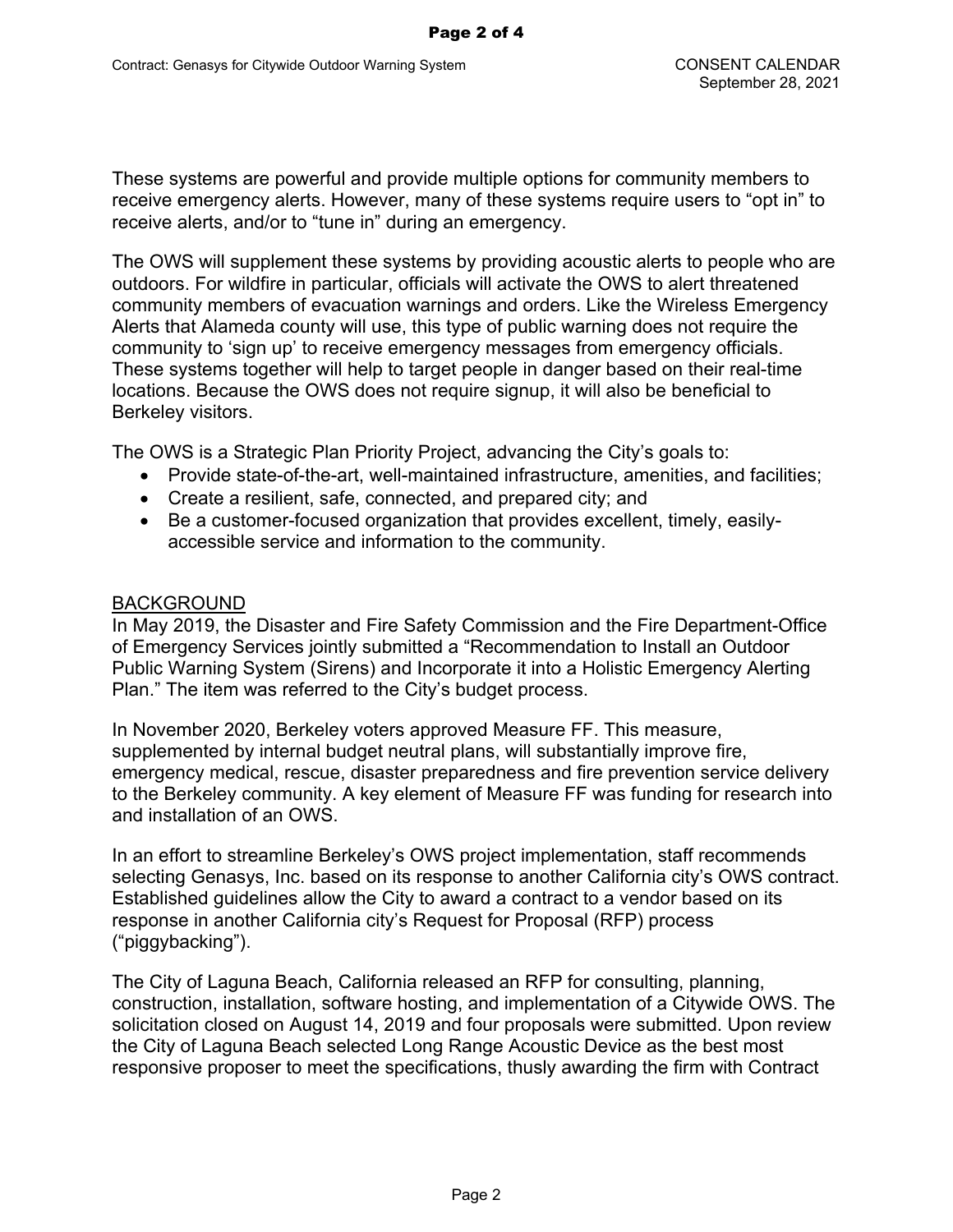These systems are powerful and provide multiple options for community members to receive emergency alerts. However, many of these systems require users to "opt in" to receive alerts, and/or to "tune in" during an emergency.

The OWS will supplement these systems by providing acoustic alerts to people who are outdoors. For wildfire in particular, officials will activate the OWS to alert threatened community members of evacuation warnings and orders. Like the Wireless Emergency Alerts that Alameda county will use, this type of public warning does not require the community to 'sign up' to receive emergency messages from emergency officials. These systems together will help to target people in danger based on their real-time locations. Because the OWS does not require signup, it will also be beneficial to Berkeley visitors.

The OWS is a Strategic Plan Priority Project, advancing the City's goals to:

- Provide state-of-the-art, well-maintained infrastructure, amenities, and facilities;
- Create a resilient, safe, connected, and prepared city; and
- Be a customer-focused organization that provides excellent, timely, easily-accessible service and information to the community.

## BACKGROUND

In May 2019, the Disaster and Fire Safety Commission and the Fire Department-Office of Emergency Services jointly submitted a "Recommendation to Install an Outdoor Public Warning System (Sirens) and Incorporate it into a Holistic Emergency Alerting Plan." The item was referred to the City's budget process.

In November 2020, Berkeley voters approved Measure FF. This measure, supplemented by internal budget neutral plans, will substantially improve fire, emergency medical, rescue, disaster preparedness and fire prevention service delivery to the Berkeley community. A key element of Measure FF was funding for research into and installation of an OWS.

In an effort to streamline Berkeley's OWS project implementation, staff recommends selecting Genasys, Inc. based on its response to another California city's OWS contract. Established guidelines allow the City to award a contract to a vendor based on its response in another California city's Request for Proposal (RFP) process ("piggybacking").

The City of Laguna Beach, California released an RFP for consulting, planning, construction, installation, software hosting, and implementation of a Citywide OWS. The solicitation closed on August 14, 2019 and four proposals were submitted. Upon review the City of Laguna Beach selected Long Range Acoustic Device as the best most responsive proposer to meet the specifications, thusly awarding the firm with Contract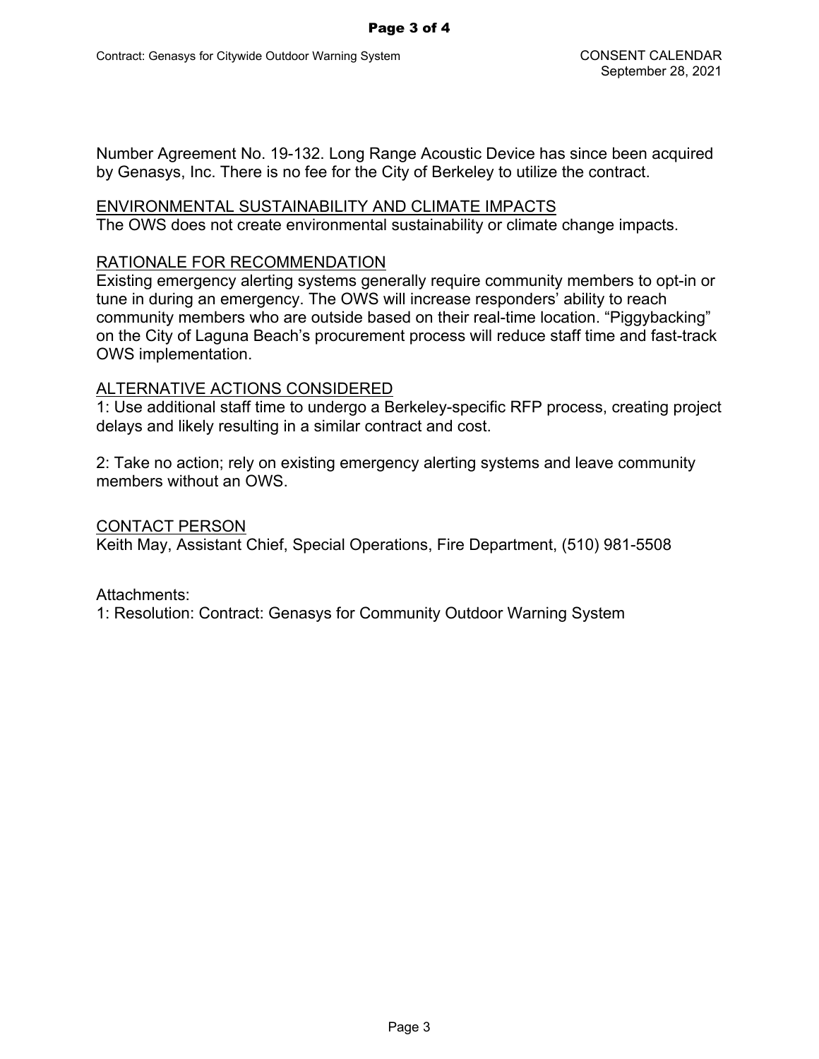Number Agreement No. 19-132. Long Range Acoustic Device has since been acquired by Genasys, Inc. There is no fee for the City of Berkeley to utilize the contract.

## ENVIRONMENTAL SUSTAINABILITY AND CLIMATE IMPACTS

The OWS does not create environmental sustainability or climate change impacts.

## RATIONALE FOR RECOMMENDATION

Existing emergency alerting systems generally require community members to opt-in or tune in during an emergency. The OWS will increase responders' ability to reach community members who are outside based on their real-time location. "Piggybacking" on the City of Laguna Beach's procurement process will reduce staff time and fast-track OWS implementation.

## ALTERNATIVE ACTIONS CONSIDERED

1: Use additional staff time to undergo a Berkeley-specific RFP process, creating project delays and likely resulting in a similar contract and cost.

2: Take no action; rely on existing emergency alerting systems and leave community members without an OWS.

## CONTACT PERSON

Keith May, Assistant Chief, Special Operations, Fire Department, (510) 981-5508

Attachments:
1: Resolution: Contract: Genasys for Community Outdoor Warning System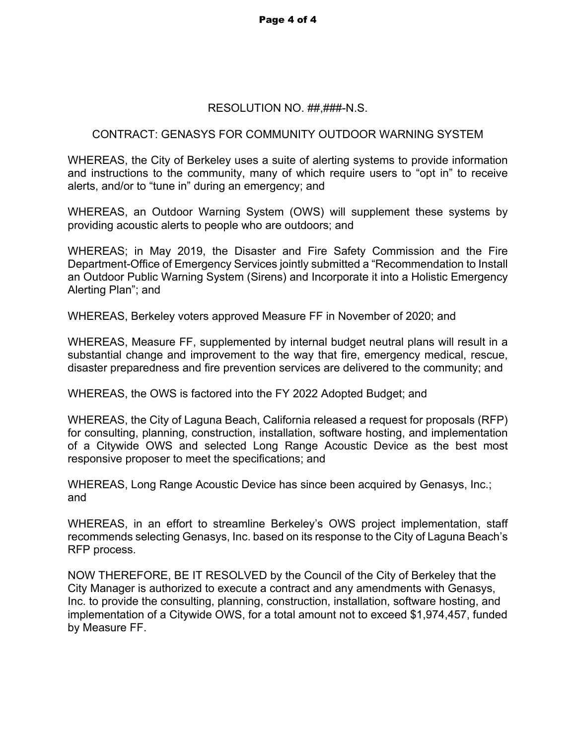RESOLUTION NO. ##,###-N.S.

CONTRACT: GENASYS FOR COMMUNITY OUTDOOR WARNING SYSTEM

WHEREAS, the City of Berkeley uses a suite of alerting systems to provide information and instructions to the community, many of which require users to "opt in" to receive alerts, and/or to "tune in" during an emergency; and

WHEREAS, an Outdoor Warning System (OWS) will supplement these systems by providing acoustic alerts to people who are outdoors; and

WHEREAS; in May 2019, the Disaster and Fire Safety Commission and the Fire Department-Office of Emergency Services jointly submitted a "Recommendation to Install an Outdoor Public Warning System (Sirens) and Incorporate it into a Holistic Emergency Alerting Plan"; and

WHEREAS, Berkeley voters approved Measure FF in November of 2020; and

WHEREAS, Measure FF, supplemented by internal budget neutral plans will result in a substantial change and improvement to the way that fire, emergency medical, rescue, disaster preparedness and fire prevention services are delivered to the community; and

WHEREAS, the OWS is factored into the FY 2022 Adopted Budget; and

WHEREAS, the City of Laguna Beach, California released a request for proposals (RFP) for consulting, planning, construction, installation, software hosting, and implementation of a Citywide OWS and selected Long Range Acoustic Device as the best most responsive proposer to meet the specifications; and

WHEREAS, Long Range Acoustic Device has since been acquired by Genasys, Inc.; and

WHEREAS, in an effort to streamline Berkeley's OWS project implementation, staff recommends selecting Genasys, Inc. based on its response to the City of Laguna Beach's RFP process.

NOW THEREFORE, BE IT RESOLVED by the Council of the City of Berkeley that the City Manager is authorized to execute a contract and any amendments with Genasys, Inc. to provide the consulting, planning, construction, installation, software hosting, and implementation of a Citywide OWS, for a total amount not to exceed $1,974,457, funded by Measure FF.